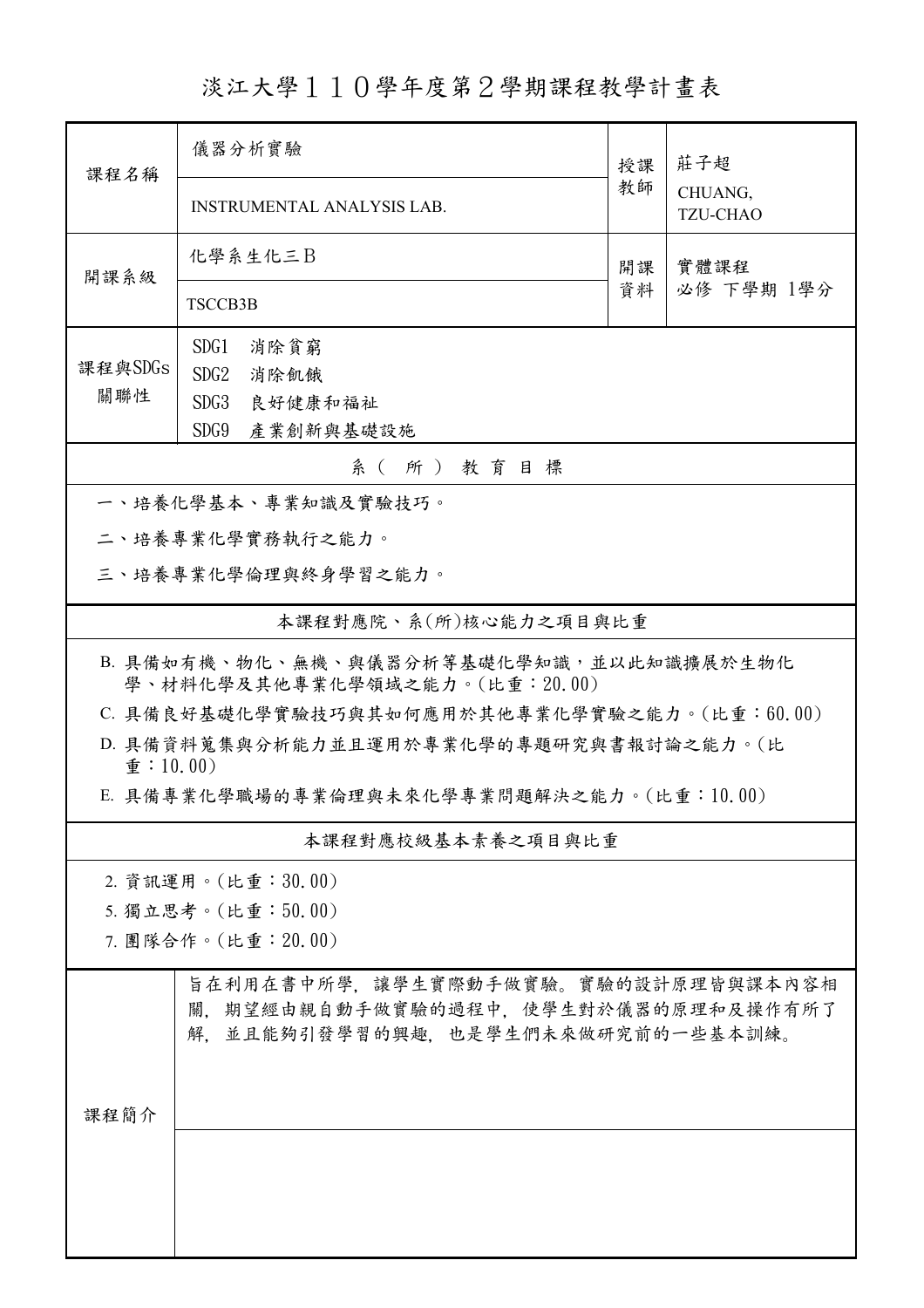# 淡江大學１１０學年度第２學期課程教學計畫表

| 課程名稱 | 儀器分析實驗<br>INSTRUMENTAL ANALYSIS LAB. | 授課教師 | 莊子超<br>CHUANG, TZU-CHAO |
|---|---|---|---|
| 開課系級 | 化學系生化三Ｂ<br>TSCCB3B | 開課資料 | 實體課程<br>必修 下學期 1學分 |
| 課程與SDGs關聯性 | SDG1　消除貧窮<br>SDG2　消除飢餓<br>SDG3　良好健康和福祉<br>SDG9　產業創新與基礎設施 | | |

## 系（所）教育目標

一、培養化學基本、專業知識及實驗技巧。

二、培養專業化學實務執行之能力。

三、培養專業化學倫理與終身學習之能力。

## 本課程對應院、系(所)核心能力之項目與比重

B. 具備如有機、物化、無機、與儀器分析等基礎化學知識，並以此知識擴展於生物化學、材料化學及其他專業化學領域之能力。(比重：20.00)

C. 具備良好基礎化學實驗技巧與其如何應用於其他專業化學實驗之能力。(比重：60.00)

D. 具備資料蒐集與分析能力並且運用於專業化學的專題研究與書報討論之能力。(比重：10.00)

E. 具備專業化學職場的專業倫理與未來化學專業問題解決之能力。(比重：10.00)

## 本課程對應校級基本素養之項目與比重

2. 資訊運用。(比重：30.00)
5. 獨立思考。(比重：50.00)
7. 團隊合作。(比重：20.00)

| 課程簡介 | 旨在利用在書中所學，讓學生實際動手做實驗。實驗的設計原理皆與課本內容相關，期望經由親自動手做實驗的過程中，使學生對於儀器的原理和及操作有所了解，並且能夠引發學習的興趣，也是學生們未來做研究前的一些基本訓練。 |
|---|---|
| | |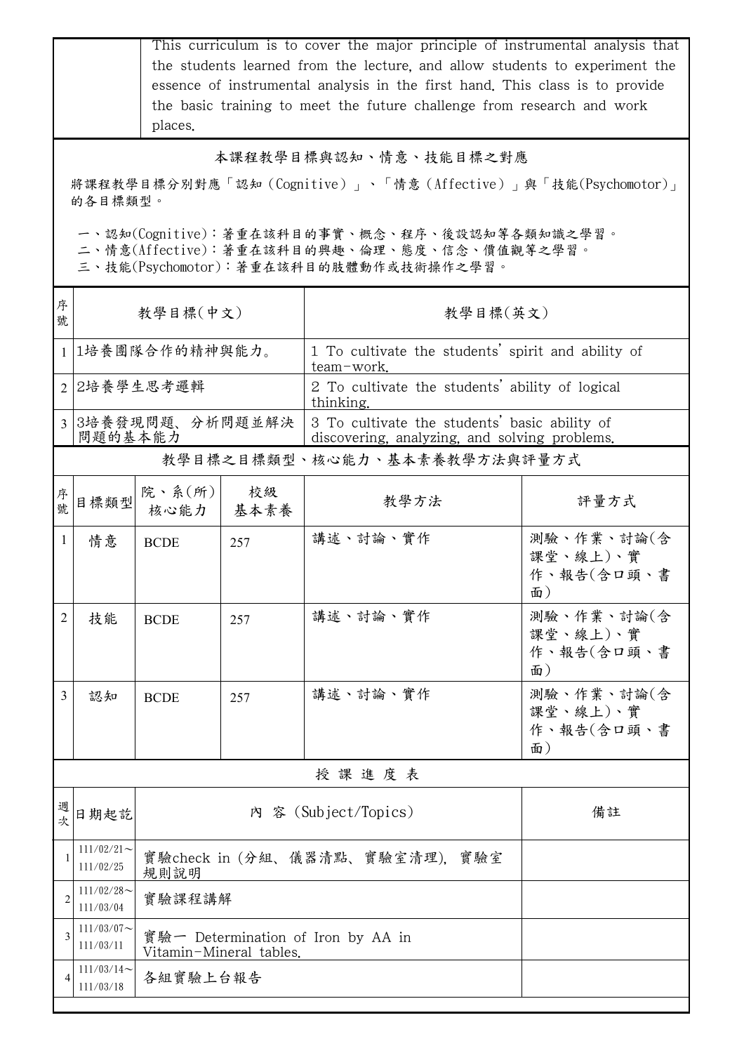| | This curriculum is to cover the major principle of instrumental analysis that the students learned from the lecture, and allow students to experiment the essence of instrumental analysis in the first hand. This class is to provide the basic training to meet the future challenge from research and work places. |
|---|---|

## 本課程教學目標與認知、情意、技能目標之對應

將課程教學目標分別對應「認知（Cognitive）」、「情意（Affective）」與「技能(Psychomotor)」的各目標類型。

一、認知(Cognitive)：著重在該科目的事實、概念、程序、後設認知等各類知識之學習。
二、情意(Affective)：著重在該科目的興趣、倫理、態度、信念、價值觀等之學習。
三、技能(Psychomotor)：著重在該科目的肢體動作或技術操作之學習。

| 序號 | 教學目標(中文) | 教學目標(英文) |
|---|---|---|
| 1 | 1培養團隊合作的精神與能力。 | 1 To cultivate the students' spirit and ability of team-work. |
| 2 | 2培養學生思考邏輯 | 2 To cultivate the students' ability of logical thinking. |
| 3 | 3培養發現問題、分析問題並解決問題的基本能力 | 3 To cultivate the students' basic ability of discovering, analyzing, and solving problems. |

## 教學目標之目標類型、核心能力、基本素養教學方法與評量方式

| 序號 | 目標類型 | 院、系(所)核心能力 | 校級基本素養 | 教學方法 | 評量方式 |
|---|---|---|---|---|---|
| 1 | 情意 | BCDE | 257 | 講述、討論、實作 | 測驗、作業、討論(含課堂、線上)、實作、報告(含口頭、書面) |
| 2 | 技能 | BCDE | 257 | 講述、討論、實作 | 測驗、作業、討論(含課堂、線上)、實作、報告(含口頭、書面) |
| 3 | 認知 | BCDE | 257 | 講述、討論、實作 | 測驗、作業、討論(含課堂、線上)、實作、報告(含口頭、書面) |

## 授課進度表

| 週次 | 日期起訖 | 內 容 (Subject/Topics) | 備註 |
|---|---|---|---|
| 1 | 111/02/21～111/02/25 | 實驗check in (分組、儀器清點、實驗室清理), 實驗室規則說明 | |
| 2 | 111/02/28～111/03/04 | 實驗課程講解 | |
| 3 | 111/03/07～111/03/11 | 實驗一 Determination of Iron by AA in Vitamin-Mineral tables. | |
| 4 | 111/03/14～111/03/18 | 各組實驗上台報告 | |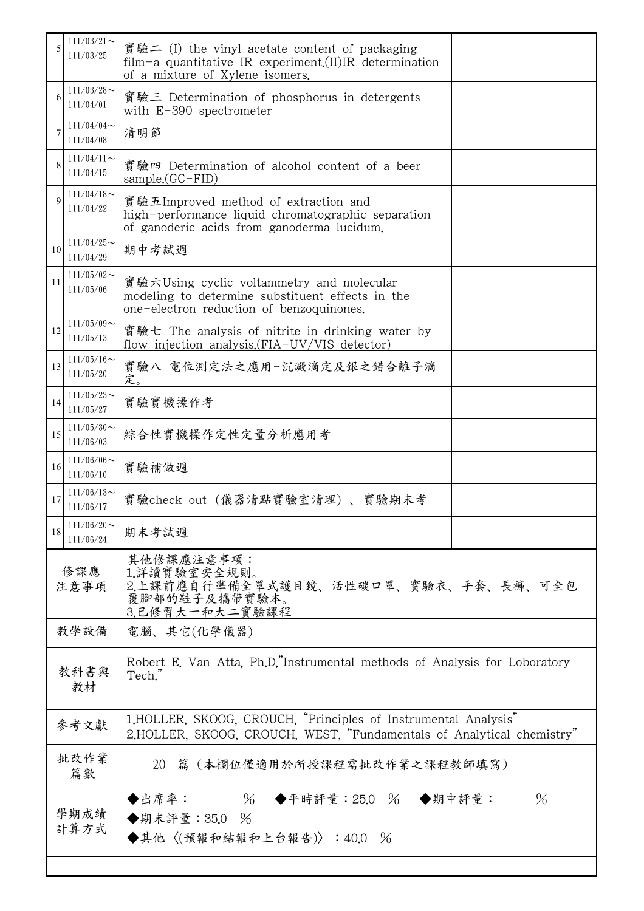| | | | |
|---|---|---|---|
| 5 | 111/03/21～<br>111/03/25 | 實驗二 (I) the vinyl acetate content of packaging film-a quantitative IR experiment.(II)IR determination of a mixture of Xylene isomers. | |
| 6 | 111/03/28～<br>111/04/01 | 實驗三 Determination of phosphorus in detergents with E-390 spectrometer | |
| 7 | 111/04/04～<br>111/04/08 | 清明節 | |
| 8 | 111/04/11～<br>111/04/15 | 實驗四 Determination of alcohol content of a beer sample.(GC-FID) | |
| 9 | 111/04/18～<br>111/04/22 | 實驗五Improved method of extraction and high-performance liquid chromatographic separation of ganoderic acids from ganoderma lucidum. | |
| 10 | 111/04/25～<br>111/04/29 | 期中考試週 | |
| 11 | 111/05/02～<br>111/05/06 | 實驗六Using cyclic voltammetry and molecular modeling to determine substituent effects in the one-electron reduction of benzoquinones. | |
| 12 | 111/05/09～<br>111/05/13 | 實驗七 The analysis of nitrite in drinking water by flow injection analysis.(FIA-UV/VIS detector) | |
| 13 | 111/05/16～<br>111/05/20 | 實驗八 電位測定法之應用-沉澱滴定及銀之錯合離子滴定。 | |
| 14 | 111/05/23～<br>111/05/27 | 實驗實機操作考 | |
| 15 | 111/05/30～<br>111/06/03 | 綜合性實機操作定性定量分析應用考 | |
| 16 | 111/06/06～<br>111/06/10 | 實驗補做週 | |
| 17 | 111/06/13～<br>111/06/17 | 實驗check out (儀器清點實驗室清理) 、實驗期末考 | |
| 18 | 111/06/20～<br>111/06/24 | 期末考試週 | |

| | |
|---|---|
| 修課應注意事項 | 其他修課應注意事項：<br>1.詳讀實驗室安全規則。<br>2.上課前應自行準備全罩式護目鏡、活性碳口罩、實驗衣、手套、長褲、可全包覆腳部的鞋子及攜帶實驗本。<br>3.已修習大一和大二實驗課程 |
| 教學設備 | 電腦、其它(化學儀器) |
| 教科書與教材 | Robert E. Van Atta, Ph.D,"Instrumental methods of Analysis for Loboratory Tech." |
| 參考文獻 | 1.HOLLER, SKOOG, CROUCH, "Principles of Instrumental Analysis"<br>2.HOLLER, SKOOG, CROUCH, WEST, "Fundamentals of Analytical chemistry" |
| 批改作業篇數 | 20 篇（本欄位僅適用於所授課程需批改作業之課程教師填寫） |
| 學期成績計算方式 | ◆出席率： % ◆平時評量：25.0 % ◆期中評量： %<br>◆期末評量：35.0 %<br>◆其他〈(預報和結報和上台報告)〉：40.0 % |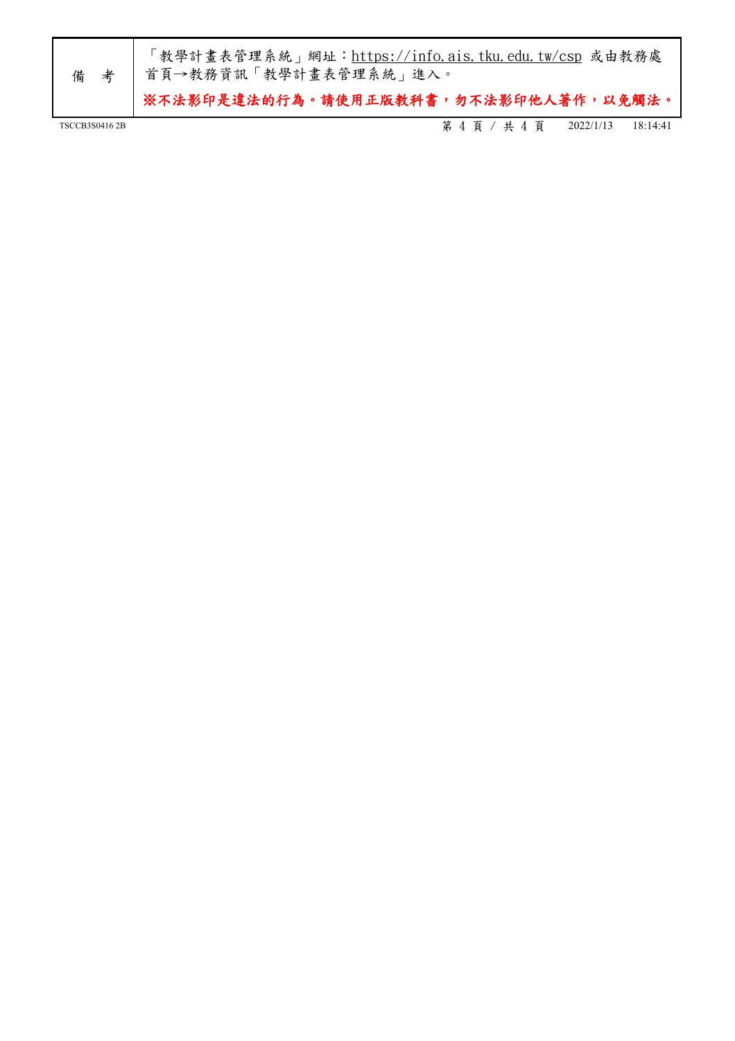| | |
|---|---|
| 備　考 | 「教學計畫表管理系統」網址：https://info.ais.tku.edu.tw/csp 或由教務處首頁→教務資訊「教學計畫表管理系統」進入。<br>**※不法影印是違法的行為。請使用正版教科書，勿不法影印他人著作，以免觸法。** |

TSCCB3S0416 2B　　2022/1/13　18:14:41